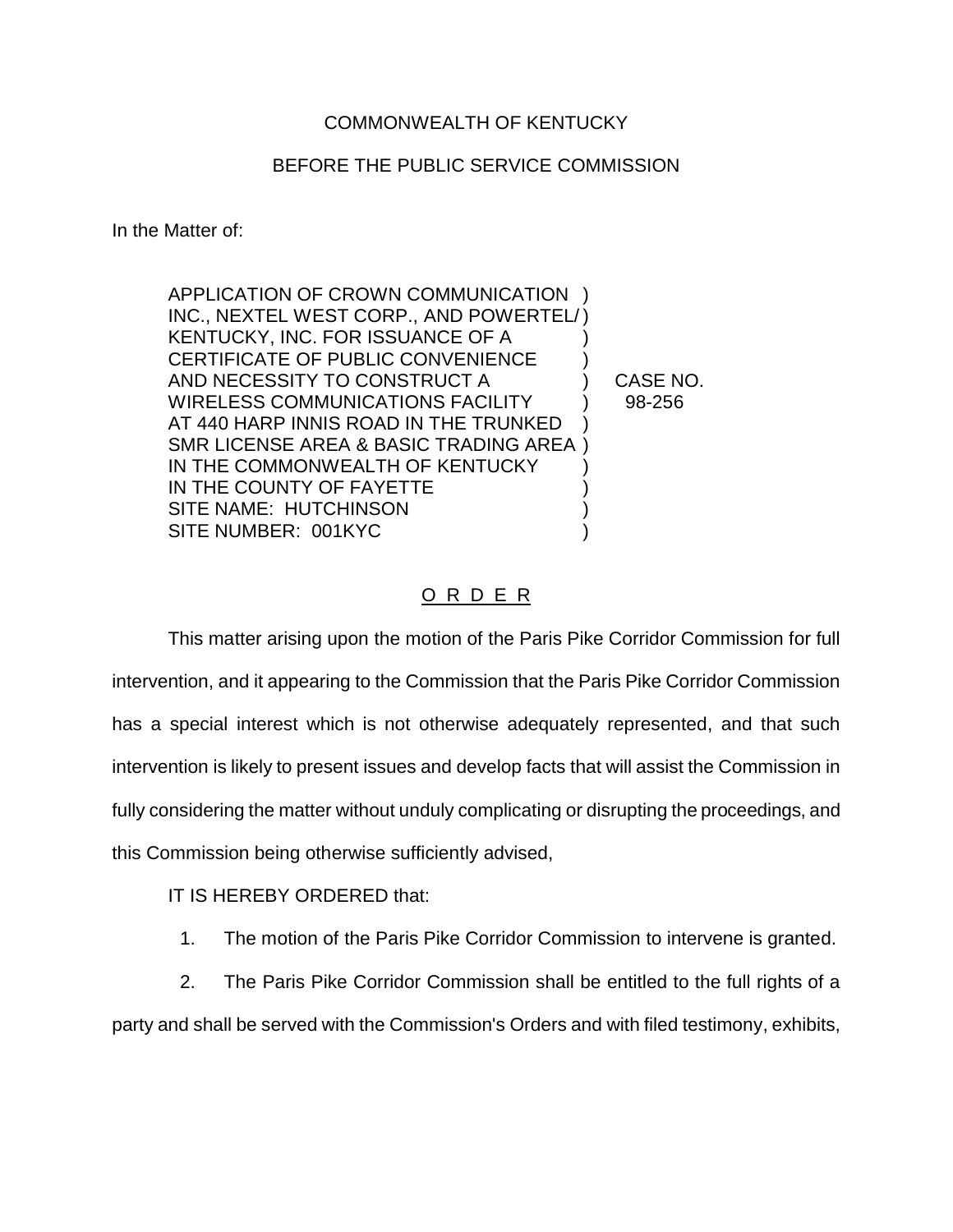COMMONWEALTH OF KENTUCKY

BEFORE THE PUBLIC SERVICE COMMISSION

In the Matter of:

| | | |
|---|---|---|
| APPLICATION OF CROWN COMMUNICATION INC., NEXTEL WEST CORP., AND POWERTEL/ KENTUCKY, INC. FOR ISSUANCE OF A CERTIFICATE OF PUBLIC CONVENIENCE AND NECESSITY TO CONSTRUCT A WIRELESS COMMUNICATIONS FACILITY AT 440 HARP INNIS ROAD IN THE TRUNKED SMR LICENSE AREA & BASIC TRADING AREA IN THE COMMONWEALTH OF KENTUCKY IN THE COMMUNITY OF FAYETTE SITE NAME: HUTCHINSON SITE NUMBER: 001KYC | ) | CASE NO. 98-256 |

## O R D E R

This matter arising upon the motion of the Paris Pike Corridor Commission for full intervention, and it appearing to the Commission that the Paris Pike Corridor Commission has a special interest which is not otherwise adequately represented, and that such intervention is likely to present issues and develop facts that will assist the Commission in fully considering the matter without unduly complicating or disrupting the proceedings, and this Commission being otherwise sufficiently advised,

IT IS HEREBY ORDERED that:

1. The motion of the Paris Pike Corridor Commission to intervene is granted.

2. The Paris Pike Corridor Commission shall be entitled to the full rights of a party and shall be served with the Commission's Orders and with filed testimony, exhibits,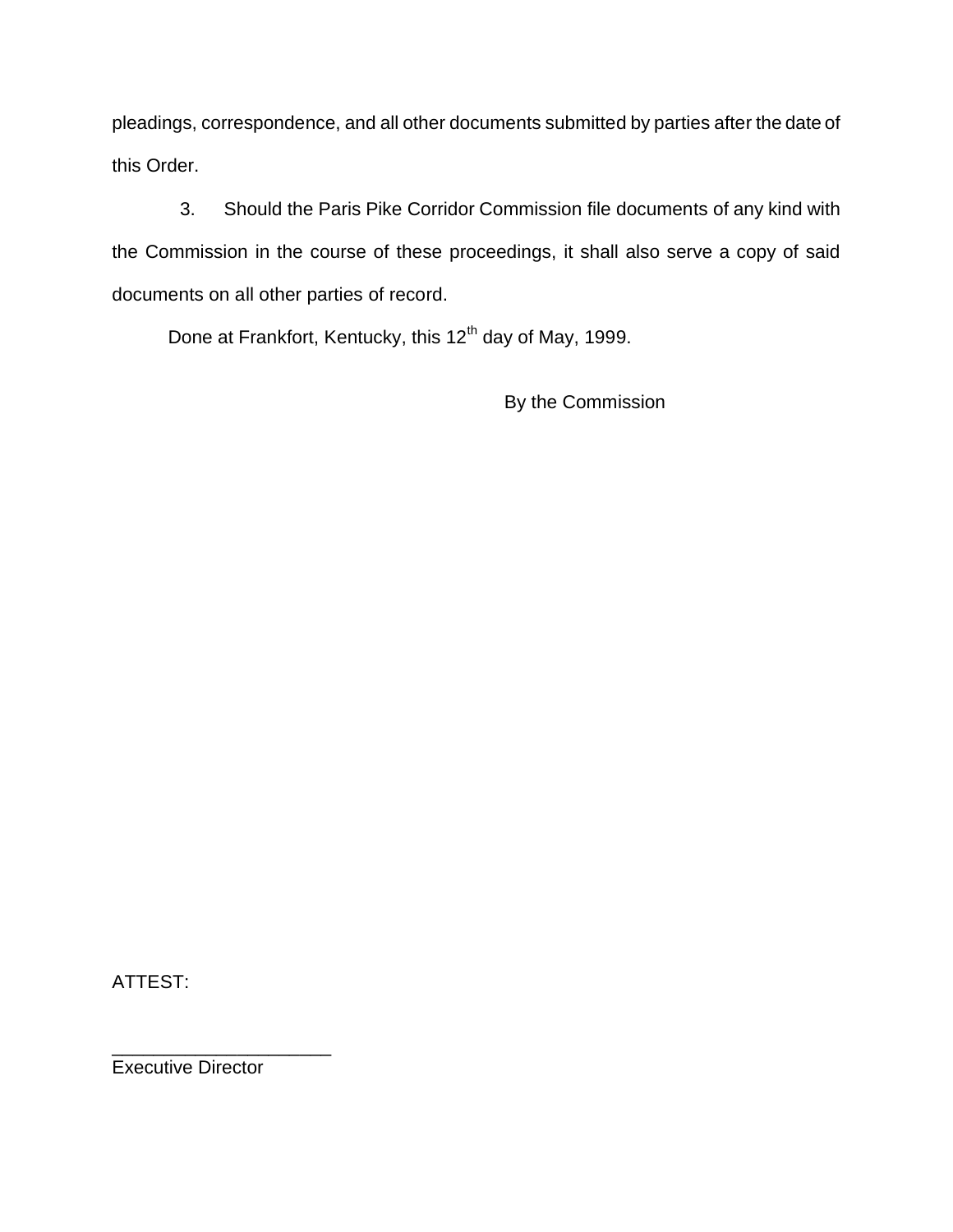pleadings, correspondence, and all other documents submitted by parties after the date of this Order.

3. Should the Paris Pike Corridor Commission file documents of any kind with the Commission in the course of these proceedings, it shall also serve a copy of said documents on all other parties of record.

Done at Frankfort, Kentucky, this 12th day of May, 1999.

By the Commission

ATTEST:

_____________________
Executive Director